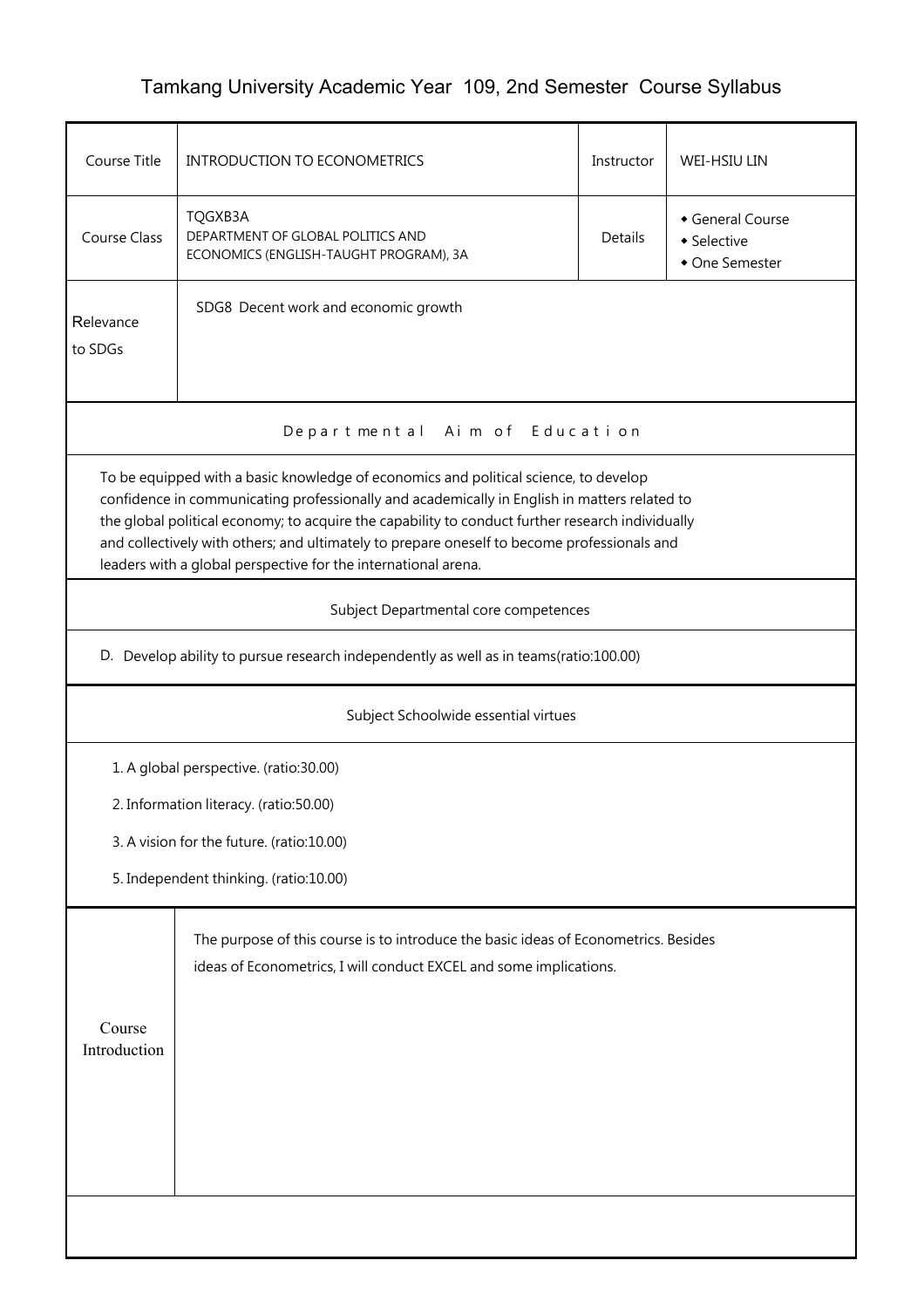# Tamkang University Academic Year 109, 2nd Semester Course Syllabus

| Course Title | INTRODUCTION TO ECONOMETRICS | Instructor | WEI-HSIU LIN |
|---|---|---|---|
| Course Class | TQGXB3A<br>DEPARTMENT OF GLOBAL POLITICS AND ECONOMICS (ENGLISH-TAUGHT PROGRAM), 3A | Details | ◆ General Course<br>◆ Selective<br>◆ One Semester |
| Relevance to SDGs | SDG8 Decent work and economic growth | | |

## Departmental Aim of Education

To be equipped with a basic knowledge of economics and political science, to develop confidence in communicating professionally and academically in English in matters related to the global political economy; to acquire the capability to conduct further research individually and collectively with others; and ultimately to prepare oneself to become professionals and leaders with a global perspective for the international arena.

## Subject Departmental core competences

D. Develop ability to pursue research independently as well as in teams(ratio:100.00)

## Subject Schoolwide essential virtues

1. A global perspective. (ratio:30.00)
2. Information literacy. (ratio:50.00)
3. A vision for the future. (ratio:10.00)
5. Independent thinking. (ratio:10.00)

## Course Introduction

The purpose of this course is to introduce the basic ideas of Econometrics. Besides ideas of Econometrics, I will conduct EXCEL and some implications.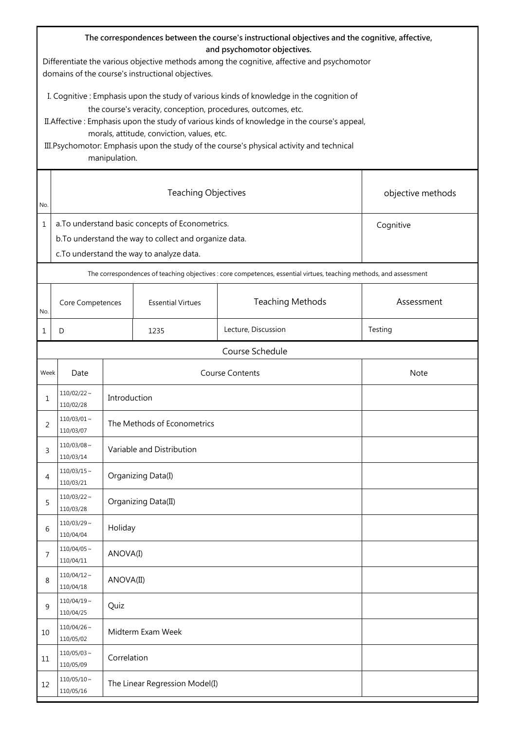**The correspondences between the course's instructional objectives and the cognitive, affective, and psychomotor objectives.**

Differentiate the various objective methods among the cognitive, affective and psychomotor domains of the course's instructional objectives.

I. Cognitive : Emphasis upon the study of various kinds of knowledge in the cognition of the course's veracity, conception, procedures, outcomes, etc.

II. Affective : Emphasis upon the study of various kinds of knowledge in the course's appeal, morals, attitude, conviction, values, etc.

III. Psychomotor: Emphasis upon the study of the course's physical activity and technical manipulation.

| No. | Teaching Objectives | objective methods |
|---|---|---|
| 1 | a.To understand basic concepts of Econometrics.<br>b.To understand the way to collect and organize data.<br>c.To understand the way to analyze data. | Cognitive |

The correspondences of teaching objectives : core competences, essential virtues, teaching methods, and assessment

| No. | Core Competences | Essential Virtues | Teaching Methods | Assessment |
|---|---|---|---|---|
| 1 | D | 1235 | Lecture, Discussion | Testing |

Course Schedule

| Week | Date | Course Contents | Note |
|---|---|---|---|
| 1 | 110/02/22 ~ 110/02/28 | Introduction | |
| 2 | 110/03/01 ~ 110/03/07 | The Methods of Econometrics | |
| 3 | 110/03/08 ~ 110/03/14 | Variable and Distribution | |
| 4 | 110/03/15 ~ 110/03/21 | Organizing Data(I) | |
| 5 | 110/03/22 ~ 110/03/28 | Organizing Data(II) | |
| 6 | 110/03/29 ~ 110/04/04 | Holiday | |
| 7 | 110/04/05 ~ 110/04/11 | ANOVA(I) | |
| 8 | 110/04/12 ~ 110/04/18 | ANOVA(II) | |
| 9 | 110/04/19 ~ 110/04/25 | Quiz | |
| 10 | 110/04/26 ~ 110/05/02 | Midterm Exam Week | |
| 11 | 110/05/03 ~ 110/05/09 | Correlation | |
| 12 | 110/05/10 ~ 110/05/16 | The Linear Regression Model(I) | |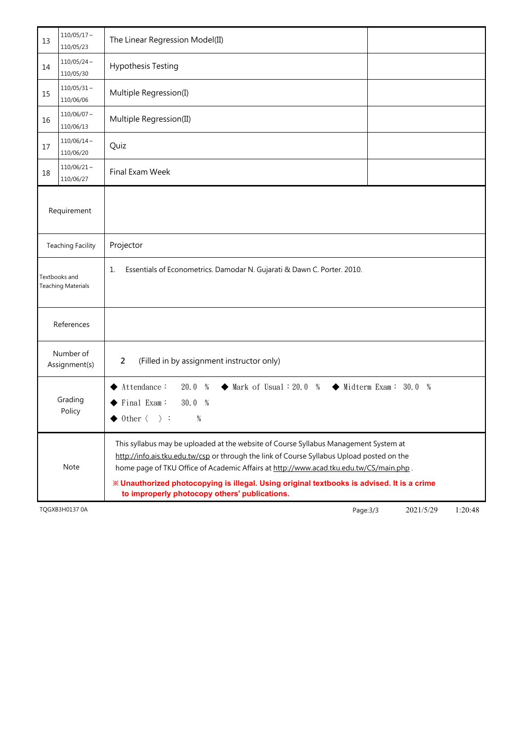| | | | |
|---|---|---|---|
| 13 | 110/05/17～110/05/23 | The Linear Regression Model(II) | |
| 14 | 110/05/24～110/05/30 | Hypothesis Testing | |
| 15 | 110/05/31～110/06/06 | Multiple Regression(I) | |
| 16 | 110/06/07～110/06/13 | Multiple Regression(II) | |
| 17 | 110/06/14～110/06/20 | Quiz | |
| 18 | 110/06/21～110/06/27 | Final Exam Week | |

| | |
|---|---|
| Requirement | |
| Teaching Facility | Projector |
| Textbooks and Teaching Materials | 1. Essentials of Econometrics. Damodar N. Gujarati & Dawn C. Porter. 2010. |
| References | |
| Number of Assignment(s) | 2 (Filled in by assignment instructor only) |
| Grading Policy | ◆ Attendance： 20.0 % ◆ Mark of Usual：20.0 % ◆ Midterm Exam： 30.0 %<br>◆ Final Exam： 30.0 %<br>◆ Other〈 〉： % |
| Note | This syllabus may be uploaded at the website of Course Syllabus Management System at http://info.ais.tku.edu.tw/csp or through the link of Course Syllabus Upload posted on the home page of TKU Office of Academic Affairs at http://www.acad.tku.edu.tw/CS/main.php .<br>**※ Unauthorized photocopying is illegal. Using original textbooks is advised. It is a crime to improperly photocopy others' publications.** |

TQGXB3H0137 0A 2021/5/29 1:20:48